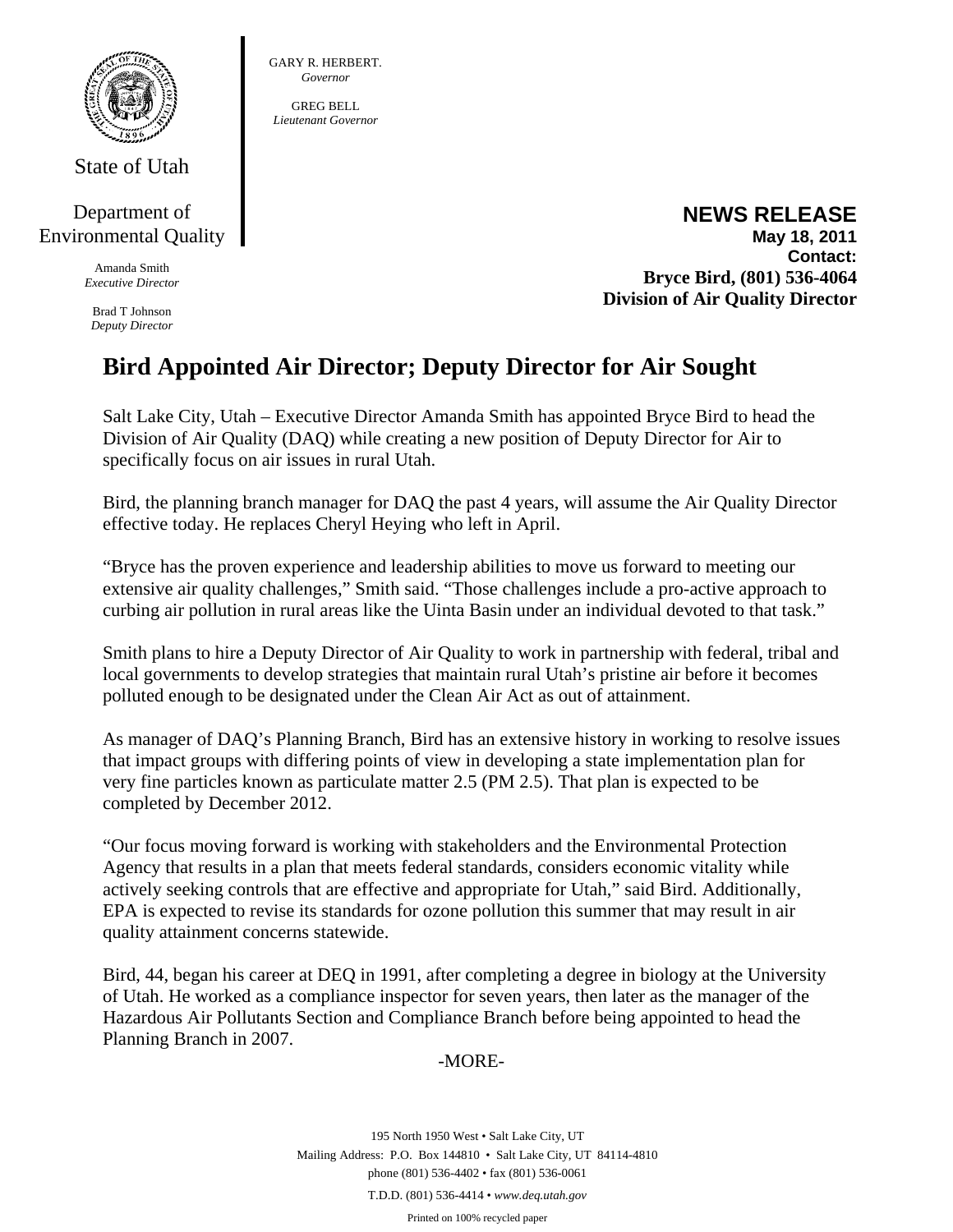State of Utah

Department of Environmental Quality

Amanda Smith
*Executive Director*

Brad T Johnson
*Deputy Director*

GARY R. HERBERT.
*Governor*

GREG BELL
*Lieutenant Governor*

**NEWS RELEASE**
**May 18, 2011**
**Contact:**
**Bryce Bird, (801) 536-4064**
**Division of Air Quality Director**

# Bird Appointed Air Director; Deputy Director for Air Sought

Salt Lake City, Utah – Executive Director Amanda Smith has appointed Bryce Bird to head the Division of Air Quality (DAQ) while creating a new position of Deputy Director for Air to specifically focus on air issues in rural Utah.

Bird, the planning branch manager for DAQ the past 4 years, will assume the Air Quality Director effective today. He replaces Cheryl Heying who left in April.

"Bryce has the proven experience and leadership abilities to move us forward to meeting our extensive air quality challenges," Smith said. "Those challenges include a pro-active approach to curbing air pollution in rural areas like the Uinta Basin under an individual devoted to that task."

Smith plans to hire a Deputy Director of Air Quality to work in partnership with federal, tribal and local governments to develop strategies that maintain rural Utah's pristine air before it becomes polluted enough to be designated under the Clean Air Act as out of attainment.

As manager of DAQ's Planning Branch, Bird has an extensive history in working to resolve issues that impact groups with differing points of view in developing a state implementation plan for very fine particles known as particulate matter 2.5 (PM 2.5). That plan is expected to be completed by December 2012.

"Our focus moving forward is working with stakeholders and the Environmental Protection Agency that results in a plan that meets federal standards, considers economic vitality while actively seeking controls that are effective and appropriate for Utah," said Bird. Additionally, EPA is expected to revise its standards for ozone pollution this summer that may result in air quality attainment concerns statewide.

Bird, 44, began his career at DEQ in 1991, after completing a degree in biology at the University of Utah. He worked as a compliance inspector for seven years, then later as the manager of the Hazardous Air Pollutants Section and Compliance Branch before being appointed to head the Planning Branch in 2007.

-MORE-

195 North 1950 West • Salt Lake City, UT
Mailing Address: P.O. Box 144810 • Salt Lake City, UT 84114-4810
phone (801) 536-4402 • fax (801) 536-0061
T.D.D. (801) 536-4414 • *www.deq.utah.gov*
Printed on 100% recycled paper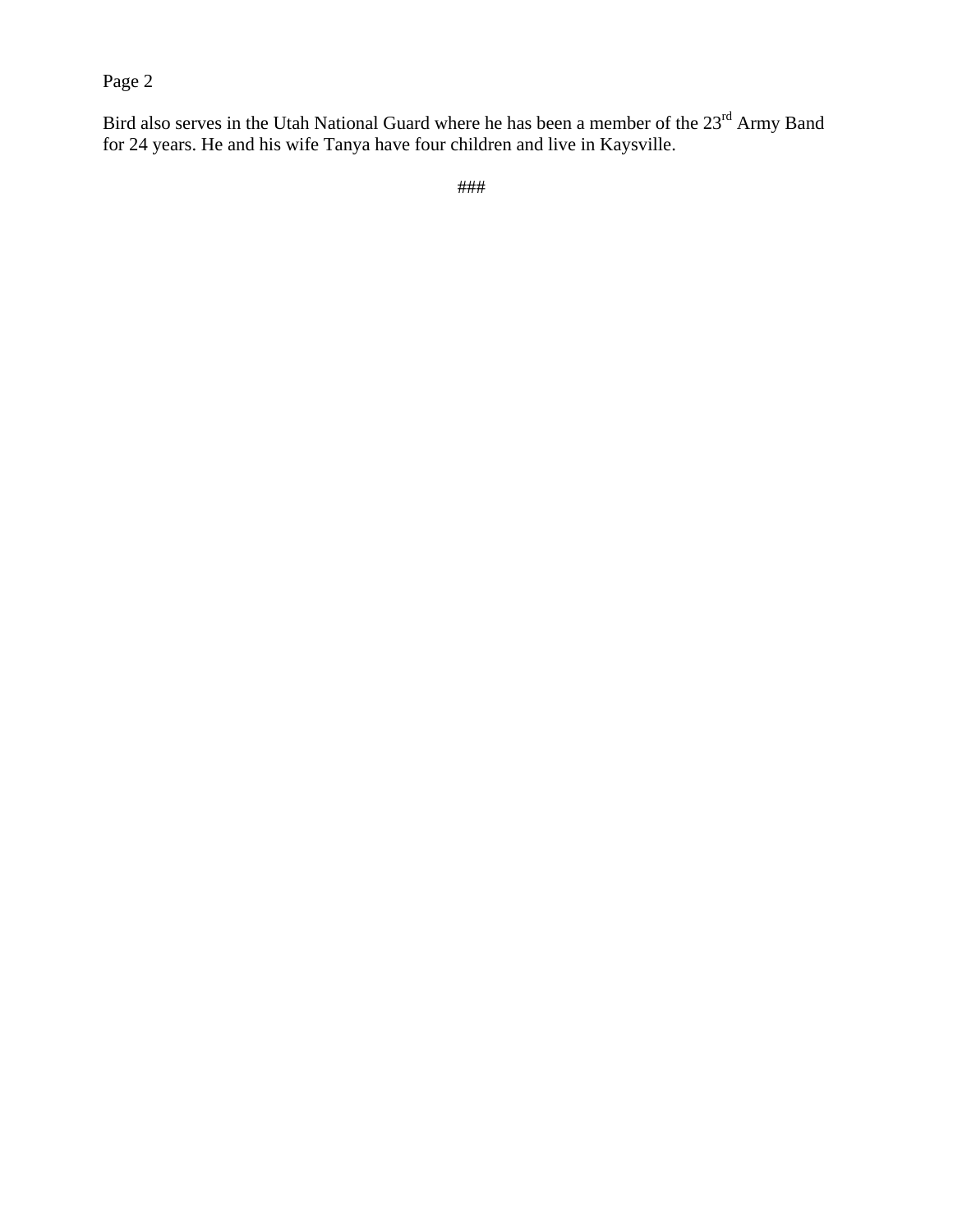Bird also serves in the Utah National Guard where he has been a member of the 23rd Army Band for 24 years. He and his wife Tanya have four children and live in Kaysville.

###